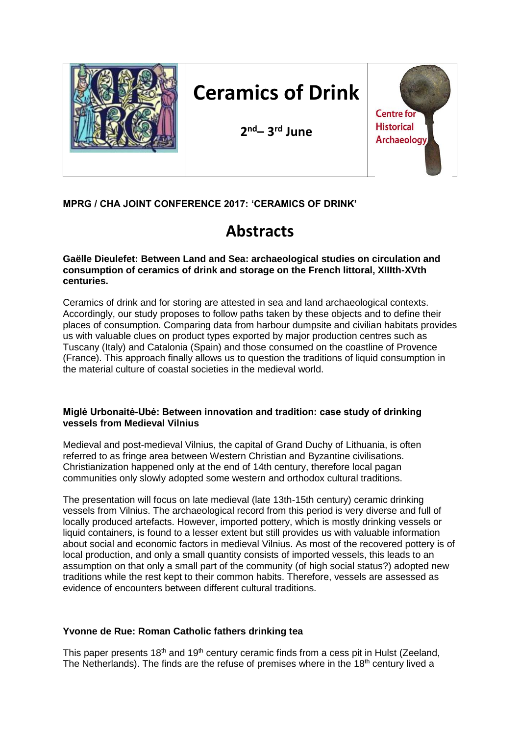| | # Ceramics of Drink<br><br>**2nd– 3rd June** | Centre for Historical Archaeology |
|---|---|---|

**MPRG / CHA JOINT CONFERENCE 2017: 'CERAMICS OF DRINK'**

# Abstracts

**Gaëlle Dieulefet: Between Land and Sea: archaeological studies on circulation and consumption of ceramics of drink and storage on the French littoral, XIIIth-XVth centuries.**

Ceramics of drink and for storing are attested in sea and land archaeological contexts. Accordingly, our study proposes to follow paths taken by these objects and to define their places of consumption. Comparing data from harbour dumpsite and civilian habitats provides us with valuable clues on product types exported by major production centres such as Tuscany (Italy) and Catalonia (Spain) and those consumed on the coastline of Provence (France). This approach finally allows us to question the traditions of liquid consumption in the material culture of coastal societies in the medieval world.

**Miglė Urbonaitė-Ubė: Between innovation and tradition: case study of drinking vessels from Medieval Vilnius**

Medieval and post-medieval Vilnius, the capital of Grand Duchy of Lithuania, is often referred to as fringe area between Western Christian and Byzantine civilisations. Christianization happened only at the end of 14th century, therefore local pagan communities only slowly adopted some western and orthodox cultural traditions.

The presentation will focus on late medieval (late 13th-15th century) ceramic drinking vessels from Vilnius. The archaeological record from this period is very diverse and full of locally produced artefacts. However, imported pottery, which is mostly drinking vessels or liquid containers, is found to a lesser extent but still provides us with valuable information about social and economic factors in medieval Vilnius. As most of the recovered pottery is of local production, and only a small quantity consists of imported vessels, this leads to an assumption on that only a small part of the community (of high social status?) adopted new traditions while the rest kept to their common habits. Therefore, vessels are assessed as evidence of encounters between different cultural traditions.

**Yvonne de Rue: Roman Catholic fathers drinking tea**

This paper presents 18th and 19th century ceramic finds from a cess pit in Hulst (Zeeland, The Netherlands). The finds are the refuse of premises where in the 18th century lived a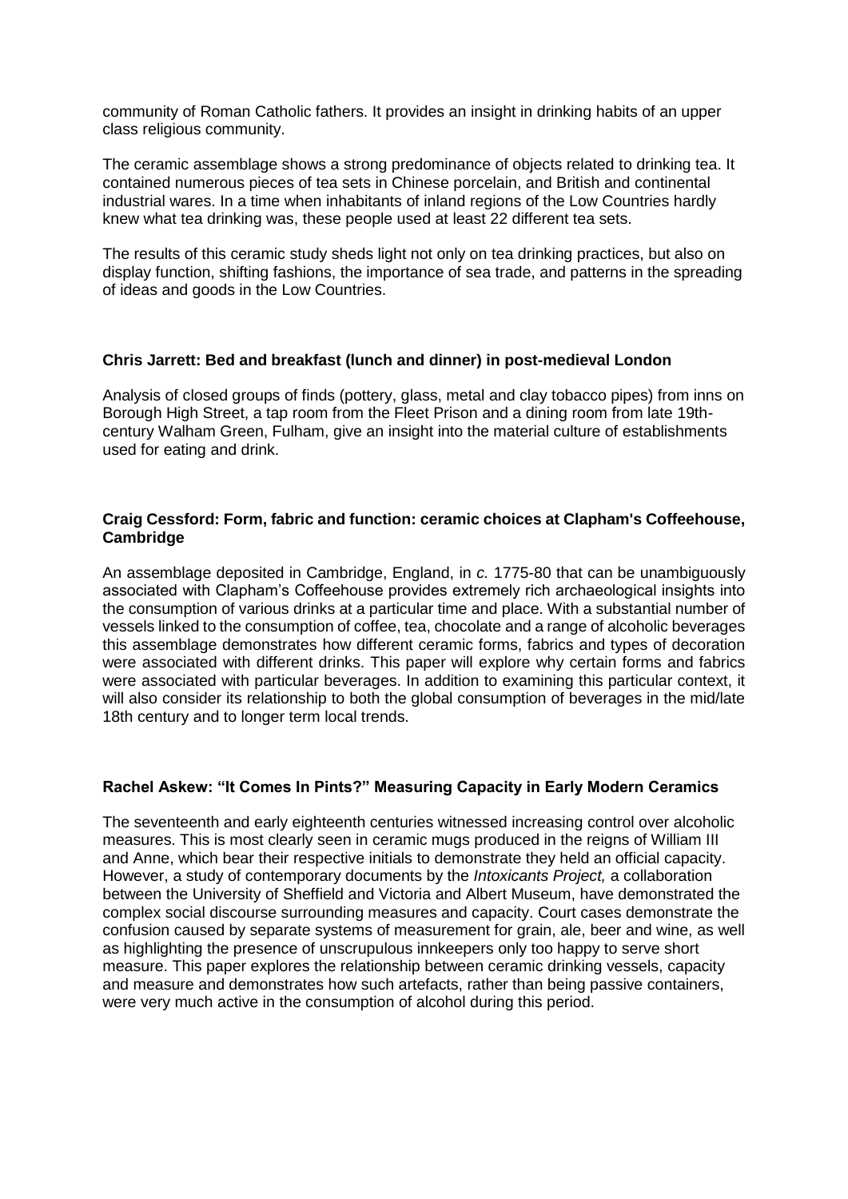community of Roman Catholic fathers. It provides an insight in drinking habits of an upper class religious community.

The ceramic assemblage shows a strong predominance of objects related to drinking tea. It contained numerous pieces of tea sets in Chinese porcelain, and British and continental industrial wares. In a time when inhabitants of inland regions of the Low Countries hardly knew what tea drinking was, these people used at least 22 different tea sets.

The results of this ceramic study sheds light not only on tea drinking practices, but also on display function, shifting fashions, the importance of sea trade, and patterns in the spreading of ideas and goods in the Low Countries.

**Chris Jarrett: Bed and breakfast (lunch and dinner) in post-medieval London**

Analysis of closed groups of finds (pottery, glass, metal and clay tobacco pipes) from inns on Borough High Street, a tap room from the Fleet Prison and a dining room from late 19th-century Walham Green, Fulham, give an insight into the material culture of establishments used for eating and drink.

**Craig Cessford: Form, fabric and function: ceramic choices at Clapham's Coffeehouse, Cambridge**

An assemblage deposited in Cambridge, England, in *c.* 1775-80 that can be unambiguously associated with Clapham's Coffeehouse provides extremely rich archaeological insights into the consumption of various drinks at a particular time and place. With a substantial number of vessels linked to the consumption of coffee, tea, chocolate and a range of alcoholic beverages this assemblage demonstrates how different ceramic forms, fabrics and types of decoration were associated with different drinks. This paper will explore why certain forms and fabrics were associated with particular beverages. In addition to examining this particular context, it will also consider its relationship to both the global consumption of beverages in the mid/late 18th century and to longer term local trends.

**Rachel Askew: "It Comes In Pints?" Measuring Capacity in Early Modern Ceramics**

The seventeenth and early eighteenth centuries witnessed increasing control over alcoholic measures. This is most clearly seen in ceramic mugs produced in the reigns of William III and Anne, which bear their respective initials to demonstrate they held an official capacity. However, a study of contemporary documents by the *Intoxicants Project,* a collaboration between the University of Sheffield and Victoria and Albert Museum, have demonstrated the complex social discourse surrounding measures and capacity. Court cases demonstrate the confusion caused by separate systems of measurement for grain, ale, beer and wine, as well as highlighting the presence of unscrupulous innkeepers only too happy to serve short measure. This paper explores the relationship between ceramic drinking vessels, capacity and measure and demonstrates how such artefacts, rather than being passive containers, were very much active in the consumption of alcohol during this period.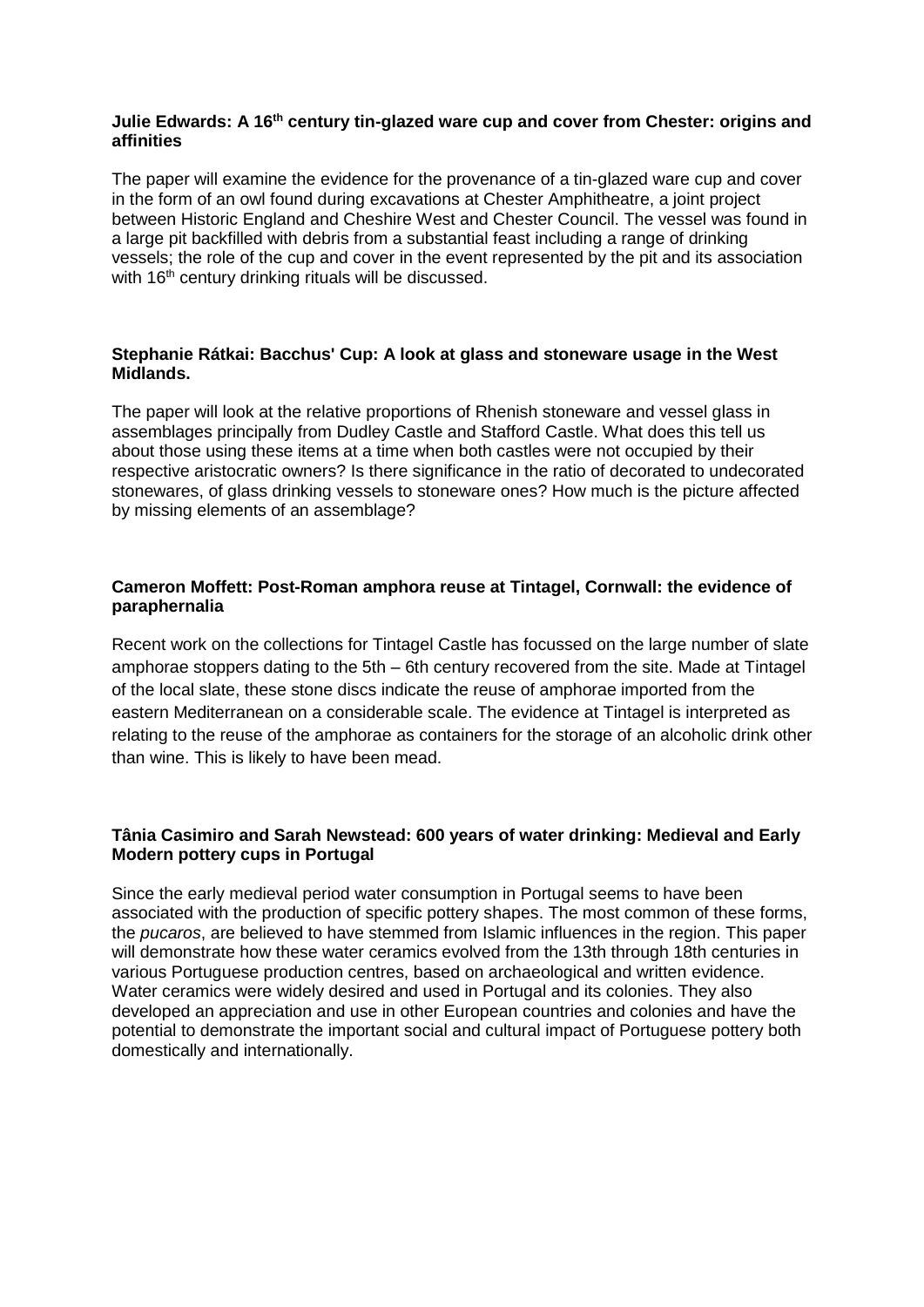**Julie Edwards: A 16th century tin-glazed ware cup and cover from Chester: origins and affinities**

The paper will examine the evidence for the provenance of a tin-glazed ware cup and cover in the form of an owl found during excavations at Chester Amphitheatre, a joint project between Historic England and Cheshire West and Chester Council. The vessel was found in a large pit backfilled with debris from a substantial feast including a range of drinking vessels; the role of the cup and cover in the event represented by the pit and its association with 16th century drinking rituals will be discussed.

**Stephanie Rátkai: Bacchus' Cup: A look at glass and stoneware usage in the West Midlands.**

The paper will look at the relative proportions of Rhenish stoneware and vessel glass in assemblages principally from Dudley Castle and Stafford Castle. What does this tell us about those using these items at a time when both castles were not occupied by their respective aristocratic owners? Is there significance in the ratio of decorated to undecorated stonewares, of glass drinking vessels to stoneware ones? How much is the picture affected by missing elements of an assemblage?

**Cameron Moffett: Post-Roman amphora reuse at Tintagel, Cornwall: the evidence of paraphernalia**

Recent work on the collections for Tintagel Castle has focussed on the large number of slate amphorae stoppers dating to the 5th – 6th century recovered from the site. Made at Tintagel of the local slate, these stone discs indicate the reuse of amphorae imported from the eastern Mediterranean on a considerable scale. The evidence at Tintagel is interpreted as relating to the reuse of the amphorae as containers for the storage of an alcoholic drink other than wine. This is likely to have been mead.

**Tânia Casimiro and Sarah Newstead: 600 years of water drinking: Medieval and Early Modern pottery cups in Portugal**

Since the early medieval period water consumption in Portugal seems to have been associated with the production of specific pottery shapes. The most common of these forms, the *pucaros*, are believed to have stemmed from Islamic influences in the region. This paper will demonstrate how these water ceramics evolved from the 13th through 18th centuries in various Portuguese production centres, based on archaeological and written evidence. Water ceramics were widely desired and used in Portugal and its colonies. They also developed an appreciation and use in other European countries and colonies and have the potential to demonstrate the important social and cultural impact of Portuguese pottery both domestically and internationally.